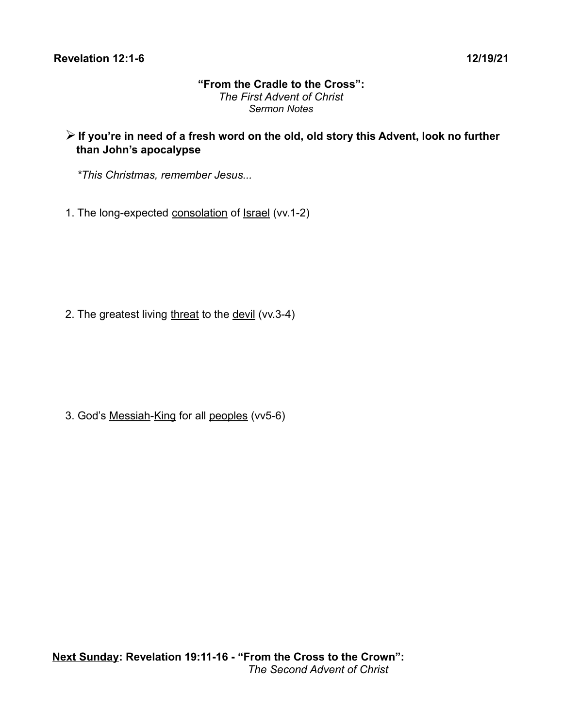**Revelation 12:1-6** **12/19/21**

# “From the Cradle to the Cross”:

*The First Advent of Christ*
*Sermon Notes*

- **If you’re in need of a fresh word on the old, old story this Advent, look no further than John’s apocalypse**

*\*This Christmas, remember Jesus...*

1. The long-expected <u>consolation</u> of <u>Israel</u> (vv.1-2)

2. The greatest living <u>threat</u> to the <u>devil</u> (vv.3-4)

3. God’s <u>Messiah</u>-<u>King</u> for all <u>peoples</u> (vv5-6)

**<u>Next Sunday</u>: Revelation 19:11-16 - “From the Cross to the Crown”:**
*The Second Advent of Christ*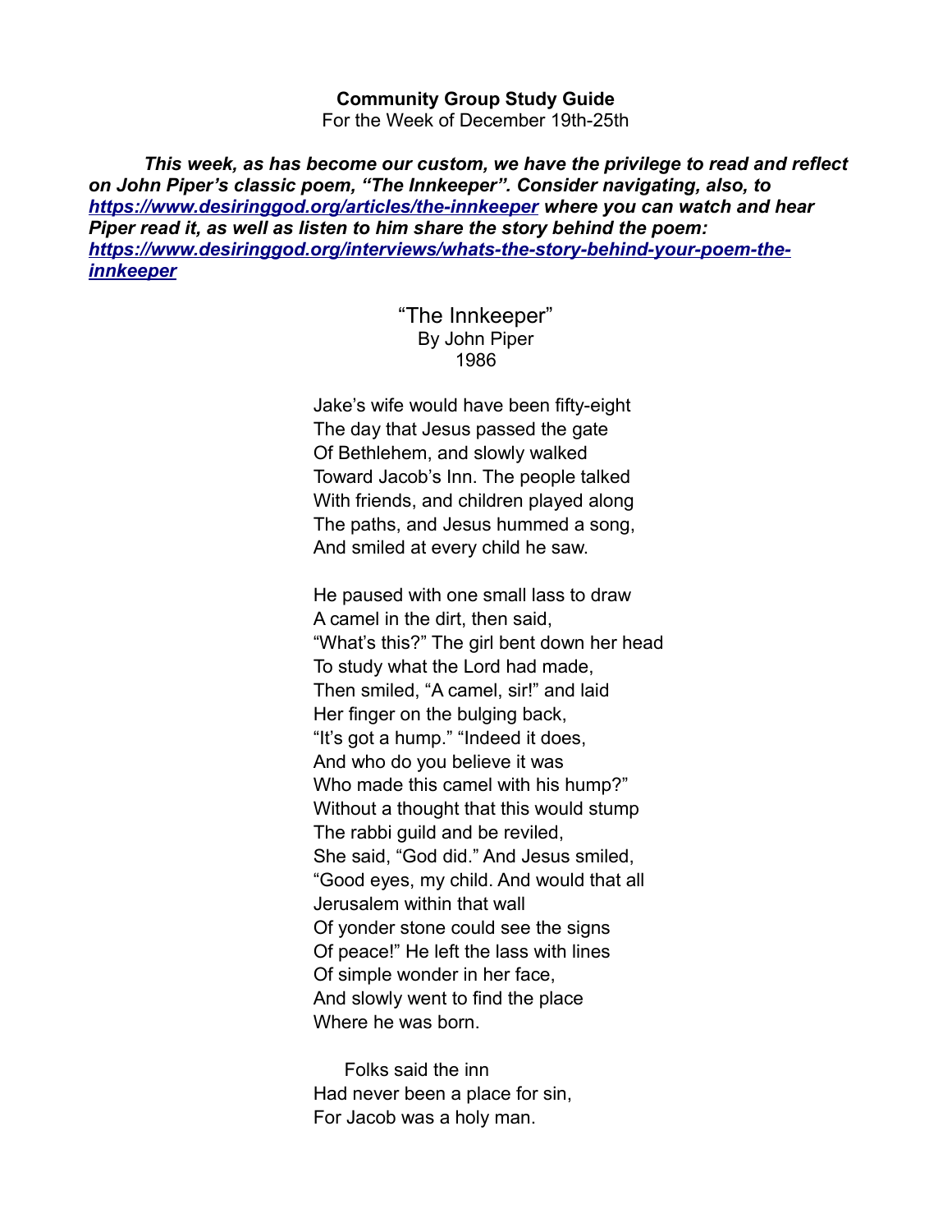**Community Group Study Guide**

For the Week of December 19th-25th

***This week, as has become our custom, we have the privilege to read and reflect on John Piper's classic poem, "The Innkeeper". Consider navigating, also, to [https://www.desiringgod.org/articles/the-innkeeper](https://www.desiringgod.org/articles/the-innkeeper) where you can watch and hear Piper read it, as well as listen to him share the story behind the poem: [https://www.desiringgod.org/interviews/whats-the-story-behind-your-poem-the-innkeeper](https://www.desiringgod.org/interviews/whats-the-story-behind-your-poem-the-innkeeper)***

"The Innkeeper"
By John Piper
1986

Jake's wife would have been fifty-eight
The day that Jesus passed the gate
Of Bethlehem, and slowly walked
Toward Jacob's Inn. The people talked
With friends, and children played along
The paths, and Jesus hummed a song,
And smiled at every child he saw.

He paused with one small lass to draw
A camel in the dirt, then said,
"What's this?" The girl bent down her head
To study what the Lord had made,
Then smiled, "A camel, sir!" and laid
Her finger on the bulging back,
"It's got a hump." "Indeed it does,
And who do you believe it was
Who made this camel with his hump?"
Without a thought that this would stump
The rabbi guild and be reviled,
She said, "God did." And Jesus smiled,
"Good eyes, my child. And would that all
Jerusalem within that wall
Of yonder stone could see the signs
Of peace!" He left the lass with lines
Of simple wonder in her face,
And slowly went to find the place
Where he was born.

Folks said the inn
Had never been a place for sin,
For Jacob was a holy man.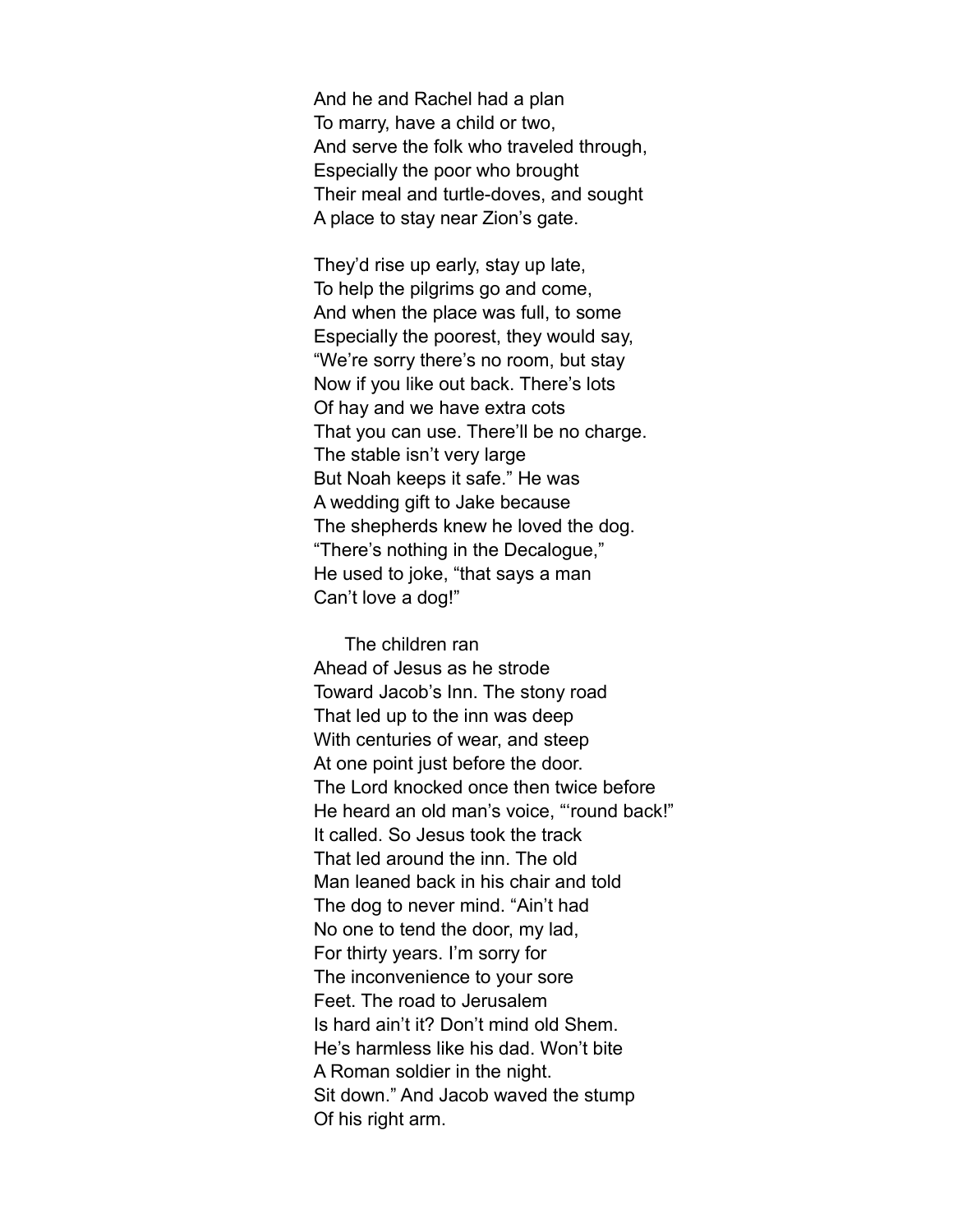And he and Rachel had a plan
To marry, have a child or two,
And serve the folk who traveled through,
Especially the poor who brought
Their meal and turtle-doves, and sought
A place to stay near Zion's gate.

They'd rise up early, stay up late,
To help the pilgrims go and come,
And when the place was full, to some
Especially the poorest, they would say,
"We're sorry there's no room, but stay
Now if you like out back. There's lots
Of hay and we have extra cots
That you can use. There'll be no charge.
The stable isn't very large
But Noah keeps it safe." He was
A wedding gift to Jake because
The shepherds knew he loved the dog.
"There's nothing in the Decalogue,"
He used to joke, "that says a man
Can't love a dog!"

The children ran
Ahead of Jesus as he strode
Toward Jacob's Inn. The stony road
That led up to the inn was deep
With centuries of wear, and steep
At one point just before the door.
The Lord knocked once then twice before
He heard an old man's voice, "'round back!"
It called. So Jesus took the track
That led around the inn. The old
Man leaned back in his chair and told
The dog to never mind. "Ain't had
No one to tend the door, my lad,
For thirty years. I'm sorry for
The inconvenience to your sore
Feet. The road to Jerusalem
Is hard ain't it? Don't mind old Shem.
He's harmless like his dad. Won't bite
A Roman soldier in the night.
Sit down." And Jacob waved the stump
Of his right arm.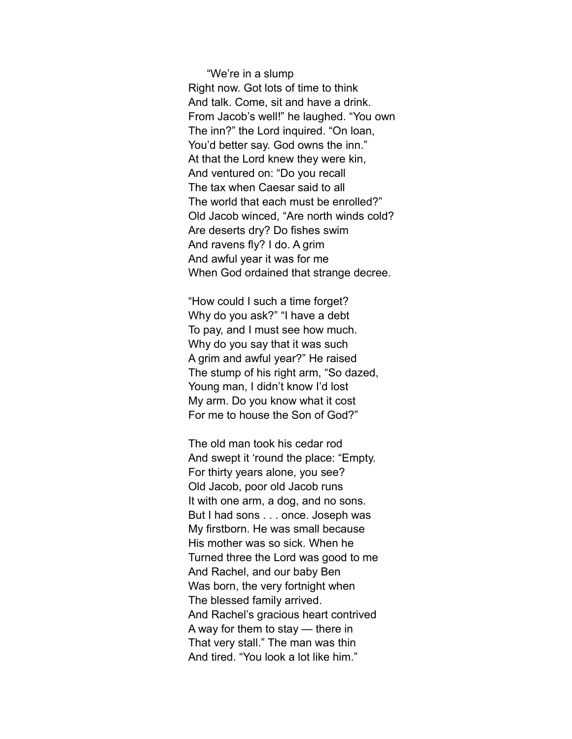"We're in a slump
Right now. Got lots of time to think
And talk. Come, sit and have a drink.
From Jacob's well!" he laughed. "You own
The inn?" the Lord inquired. "On loan,
You'd better say. God owns the inn."
At that the Lord knew they were kin,
And ventured on: "Do you recall
The tax when Caesar said to all
The world that each must be enrolled?"
Old Jacob winced, "Are north winds cold?
Are deserts dry? Do fishes swim
And ravens fly? I do. A grim
And awful year it was for me
When God ordained that strange decree.

"How could I such a time forget?
Why do you ask?" "I have a debt
To pay, and I must see how much.
Why do you say that it was such
A grim and awful year?" He raised
The stump of his right arm, "So dazed,
Young man, I didn't know I'd lost
My arm. Do you know what it cost
For me to house the Son of God?"

The old man took his cedar rod
And swept it 'round the place: "Empty.
For thirty years alone, you see?
Old Jacob, poor old Jacob runs
It with one arm, a dog, and no sons.
But I had sons . . . once. Joseph was
My firstborn. He was small because
His mother was so sick. When he
Turned three the Lord was good to me
And Rachel, and our baby Ben
Was born, the very fortnight when
The blessed family arrived.
And Rachel's gracious heart contrived
A way for them to stay — there in
That very stall." The man was thin
And tired. "You look a lot like him."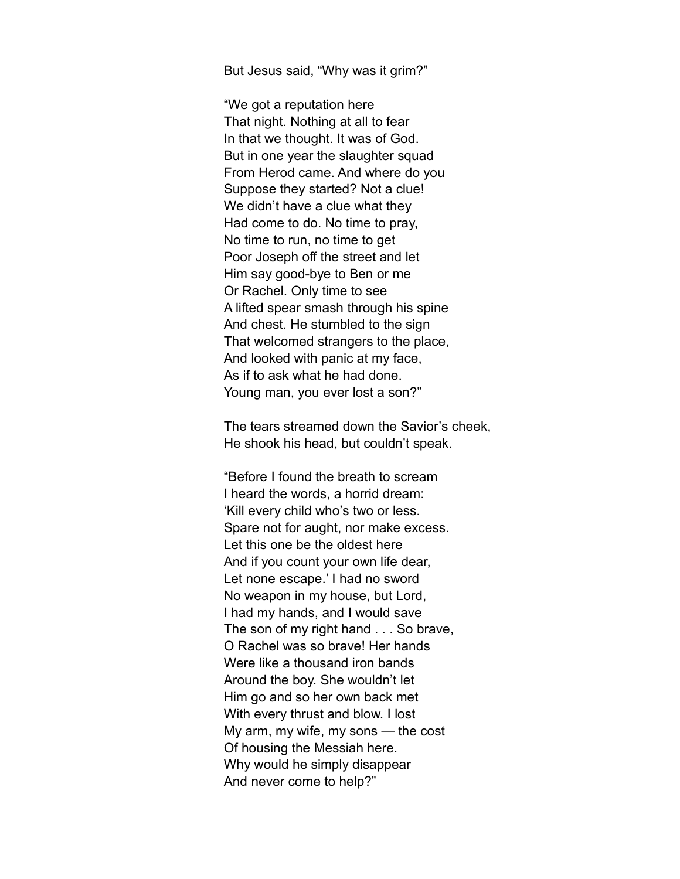But Jesus said, "Why was it grim?"

"We got a reputation here  
That night. Nothing at all to fear  
In that we thought. It was of God.  
But in one year the slaughter squad  
From Herod came. And where do you  
Suppose they started? Not a clue!  
We didn't have a clue what they  
Had come to do. No time to pray,  
No time to run, no time to get  
Poor Joseph off the street and let  
Him say good-bye to Ben or me  
Or Rachel. Only time to see  
A lifted spear smash through his spine  
And chest. He stumbled to the sign  
That welcomed strangers to the place,  
And looked with panic at my face,  
As if to ask what he had done.  
Young man, you ever lost a son?"

The tears streamed down the Savior's cheek,  
He shook his head, but couldn't speak.

"Before I found the breath to scream  
I heard the words, a horrid dream:  
'Kill every child who's two or less.  
Spare not for aught, nor make excess.  
Let this one be the oldest here  
And if you count your own life dear,  
Let none escape.' I had no sword  
No weapon in my house, but Lord,  
I had my hands, and I would save  
The son of my right hand . . . So brave,  
O Rachel was so brave! Her hands  
Were like a thousand iron bands  
Around the boy. She wouldn't let  
Him go and so her own back met  
With every thrust and blow. I lost  
My arm, my wife, my sons — the cost  
Of housing the Messiah here.  
Why would he simply disappear  
And never come to help?"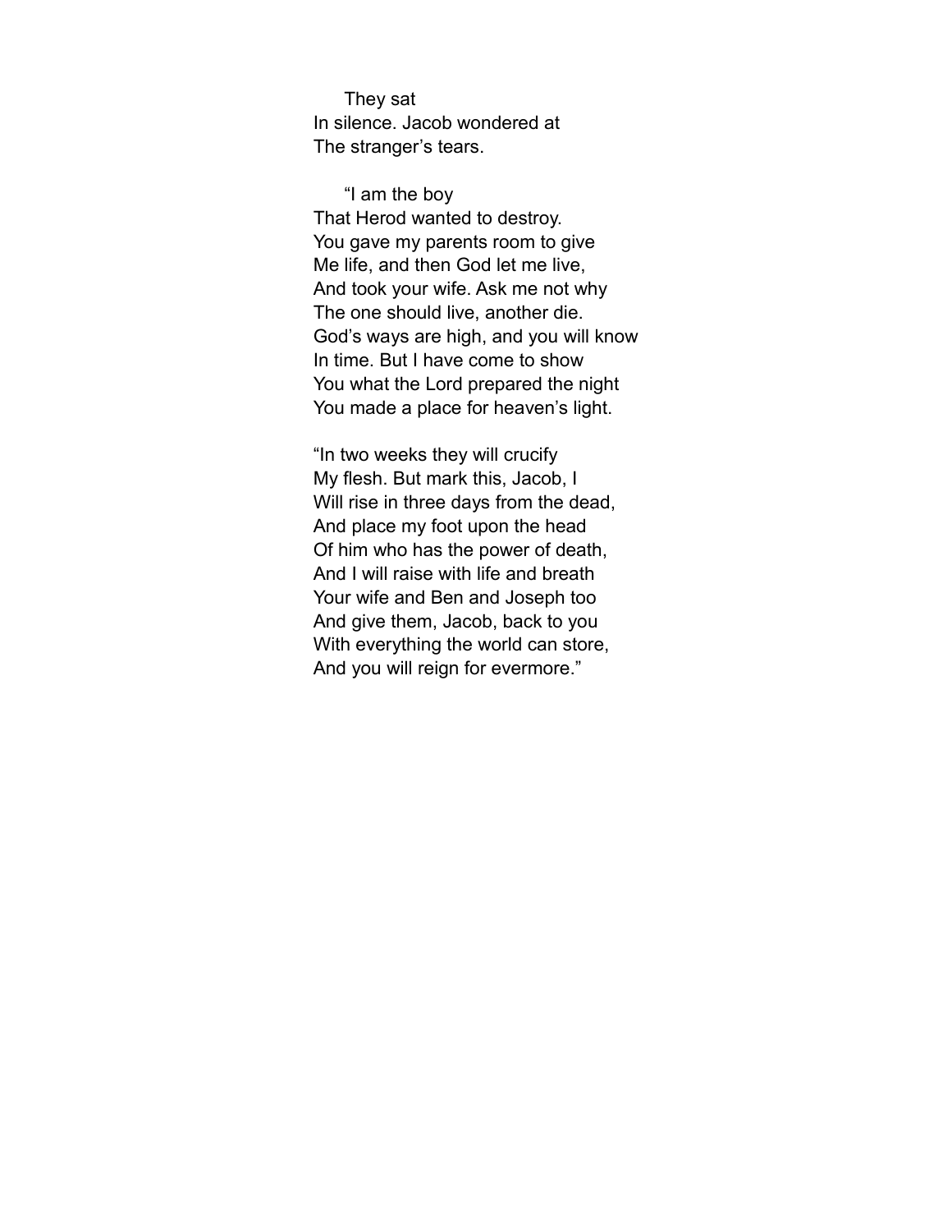They sat
In silence. Jacob wondered at
The stranger's tears.

"I am the boy
That Herod wanted to destroy.
You gave my parents room to give
Me life, and then God let me live,
And took your wife. Ask me not why
The one should live, another die.
God's ways are high, and you will know
In time. But I have come to show
You what the Lord prepared the night
You made a place for heaven's light.

"In two weeks they will crucify
My flesh. But mark this, Jacob, I
Will rise in three days from the dead,
And place my foot upon the head
Of him who has the power of death,
And I will raise with life and breath
Your wife and Ben and Joseph too
And give them, Jacob, back to you
With everything the world can store,
And you will reign for evermore."